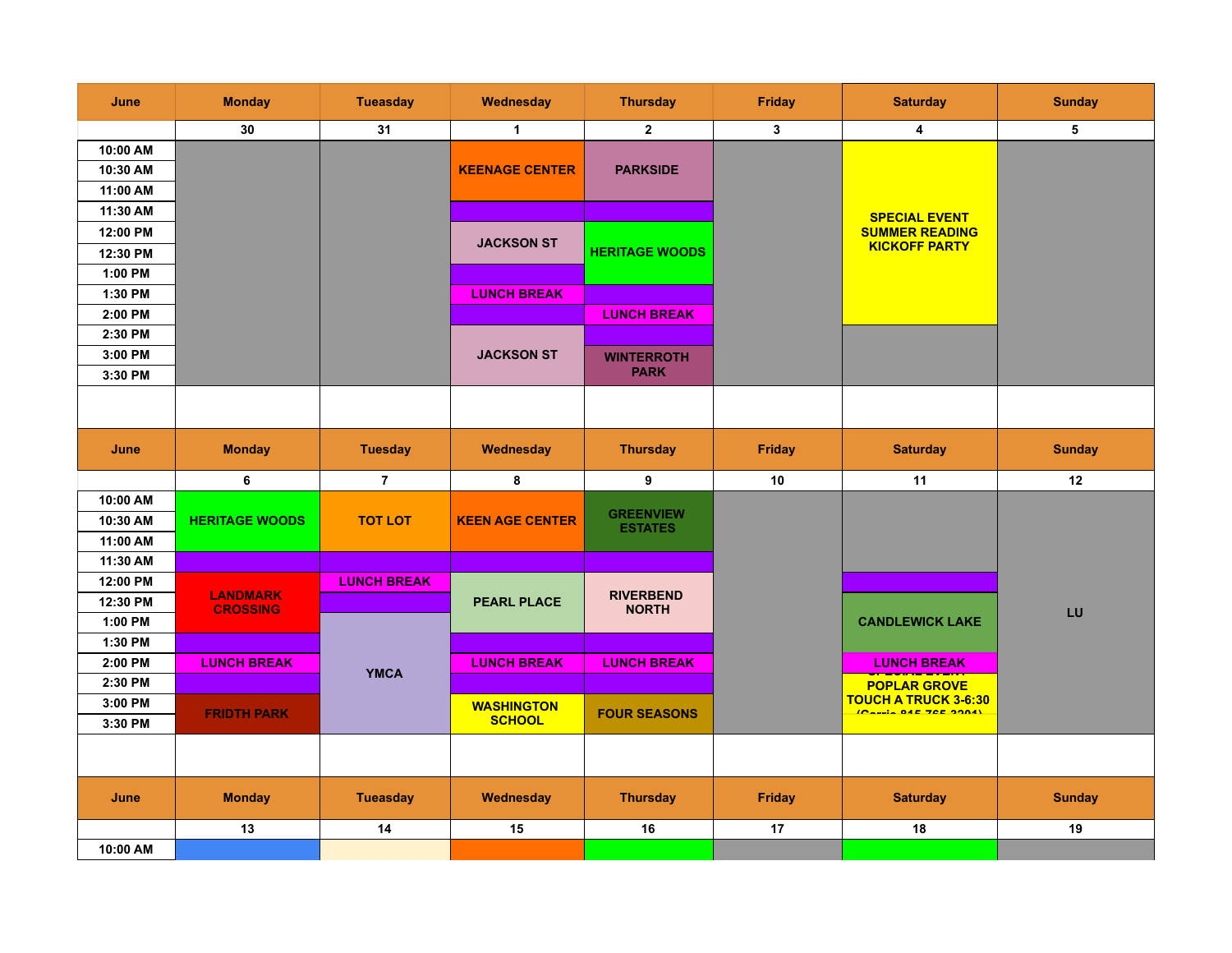| June | Monday | Tueaday | Wednesday | Thursday | Friday | Saturday | Sunday |
|---|---|---|---|---|---|---|---|
| | 30 | 31 | 1 | 2 | 3 | 4 | 5 |
| 10:00 AM | | | KEENAGE CENTER | PARKSIDE | | SPECIAL EVENT SUMMER READING KICKOFF PARTY | |
| 10:30 AM | | | | | | | |
| 11:00 AM | | | | | | | |
| 11:30 AM | | | | | | | |
| 12:00 PM | | | JACKSON ST | HERITAGE WOODS | | | |
| 12:30 PM | | | | | | | |
| 1:00 PM | | | | | | | |
| 1:30 PM | | | LUNCH BREAK | | | | |
| 2:00 PM | | | | LUNCH BREAK | | | |
| 2:30 PM | | | JACKSON ST | | | | |
| 3:00 PM | | | | WINTERROTH PARK | | | |
| 3:30 PM | | | | | | | |

| June | Monday | Tuesday | Wednesday | Thursday | Friday | Saturday | Sunday |
|---|---|---|---|---|---|---|---|
| | 6 | 7 | 8 | 9 | 10 | 11 | 12 |
| 10:00 AM | HERITAGE WOODS | TOT LOT | KEEN AGE CENTER | GREENVIEW ESTATES | | | LU |
| 10:30 AM | | | | | | | |
| 11:00 AM | | | | | | | |
| 11:30 AM | | | | | | | |
| 12:00 PM | LANDMARK CROSSING | LUNCH BREAK | PEARL PLACE | RIVERBEND NORTH | | | |
| 12:30 PM | | | | | | CANDLEWICK LAKE | |
| 1:00 PM | | YMCA | | | | | |
| 1:30 PM | | | | | | | |
| 2:00 PM | LUNCH BREAK | | LUNCH BREAK | LUNCH BREAK | | LUNCH BREAK | |
| 2:30 PM | | | | | | SPECIAL EVENT POPLAR GROVE TOUCH A TRUCK 3-6:30 (Carrie 815-765-3201) | |
| 3:00 PM | FRIDTH PARK | | WASHINGTON SCHOOL | FOUR SEASONS | | | |
| 3:30 PM | | | | | | | |

| June | Monday | Tueaday | Wednesday | Thursday | Friday | Saturday | Sunday |
|---|---|---|---|---|---|---|---|
| | 13 | 14 | 15 | 16 | 17 | 18 | 19 |
| 10:00 AM | | | | | | | |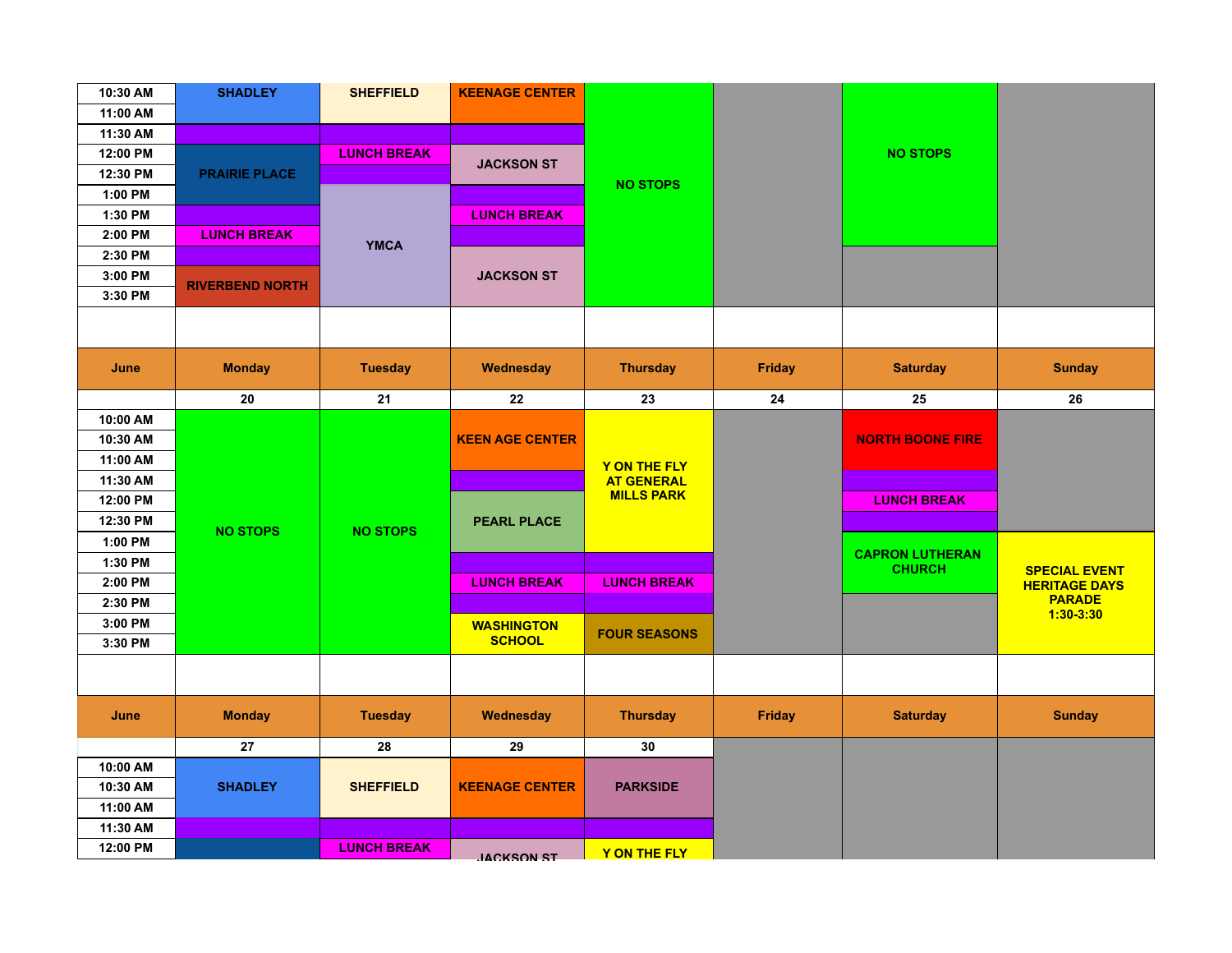| | | | | | | | |
|---|---|---|---|---|---|---|---|
| 10:30 AM | SHADLEY | SHEFFIELD | KEENAGE CENTER | NO STOPS | | NO STOPS | |
| 11:00 AM | | | | | | | |
| 11:30 AM | | | | | | | |
| 12:00 PM | PRAIRIE PLACE | LUNCH BREAK | JACKSON ST | | | | |
| 12:30 PM | | | | | | | |
| 1:00 PM | | YMCA | | | | | |
| 1:30 PM | | | LUNCH BREAK | | | | |
| 2:00 PM | LUNCH BREAK | | | | | | |
| 2:30 PM | | | JACKSON ST | | | | |
| 3:00 PM | RIVERBEND NORTH | | | | | | |
| 3:30 PM | | | | | | | |

| June | Monday | Tuesday | Wednesday | Thursday | Friday | Saturday | Sunday |
|---|---|---|---|---|---|---|---|
| | 20 | 21 | 22 | 23 | 24 | 25 | 26 |
| 10:00 AM | NO STOPS | NO STOPS | KEEN AGE CENTER | Y ON THE FLY AT GENERAL MILLS PARK | | NORTH BOONE FIRE | |
| 10:30 AM | | | | | | | |
| 11:00 AM | | | | | | | |
| 11:30 AM | | | | | | | |
| 12:00 PM | | | PEARL PLACE | | | LUNCH BREAK | |
| 12:30 PM | | | | | | | |
| 1:00 PM | | | | | | CAPRON LUTHERAN CHURCH | SPECIAL EVENT HERITAGE DAYS PARADE 1:30-3:30 |
| 1:30 PM | | | | | | | |
| 2:00 PM | | | LUNCH BREAK | LUNCH BREAK | | | |
| 2:30 PM | | | | | | | |
| 3:00 PM | | | WASHINGTON SCHOOL | FOUR SEASONS | | | |
| 3:30 PM | | | | | | | |

| June | Monday | Tuesday | Wednesday | Thursday | Friday | Saturday | Sunday |
|---|---|---|---|---|---|---|---|
| | 27 | 28 | 29 | 30 | | | |
| 10:00 AM | SHADLEY | SHEFFIELD | KEENAGE CENTER | PARKSIDE | | | |
| 10:30 AM | | | | | | | |
| 11:00 AM | | | | | | | |
| 11:30 AM | | | | | | | |
| 12:00 PM | | LUNCH BREAK | JACKSON ST | Y ON THE FLY | | | |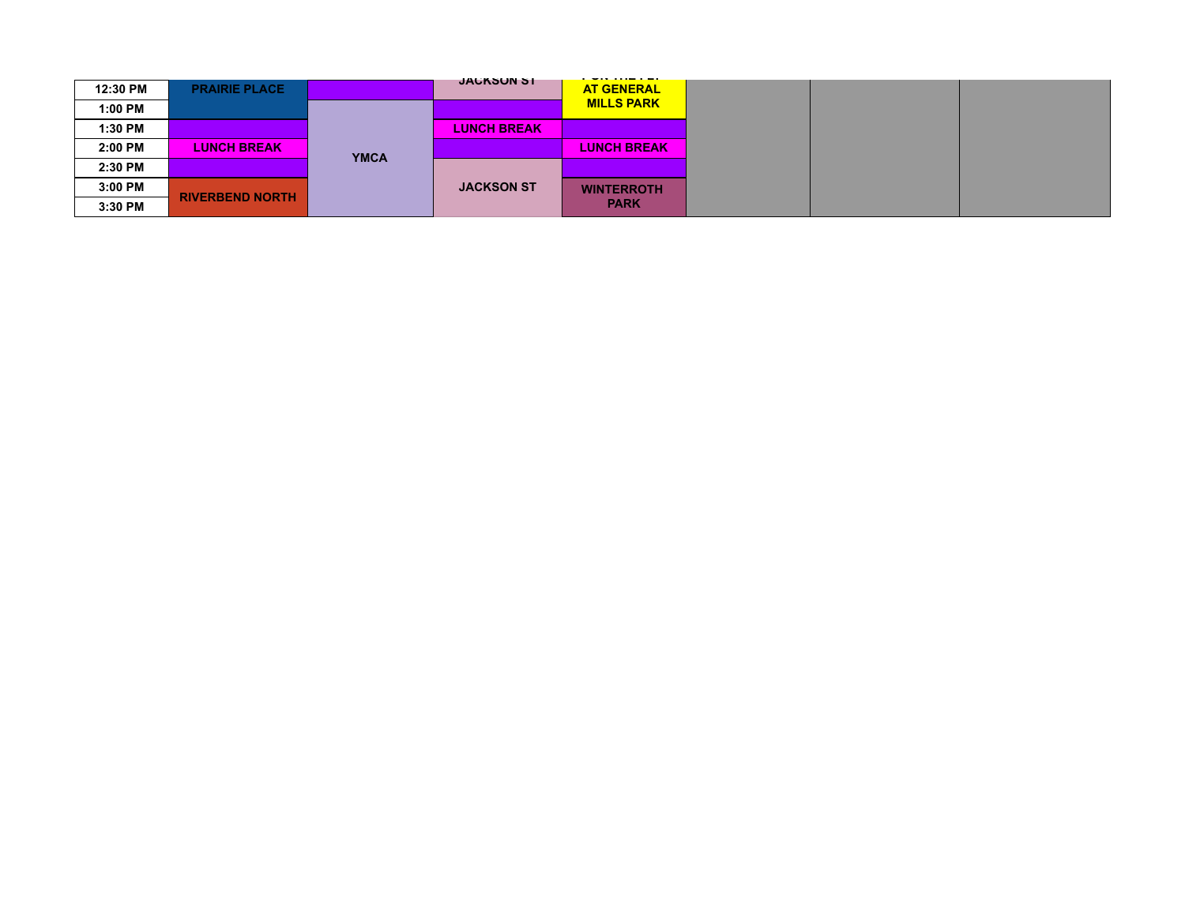| | | | | | | | |
|---|---|---|---|---|---|---|---|
| 12:30 PM | PRAIRIE PLACE | | JACKSON ST | FOR THE PET AT GENERAL MILLS PARK | | | |
| 1:00 PM | | YMCA | | | | | |
| 1:30 PM | | | LUNCH BREAK | | | | |
| 2:00 PM | LUNCH BREAK | | | LUNCH BREAK | | | |
| 2:30 PM | | | JACKSON ST | | | | |
| 3:00 PM | RIVERBEND NORTH | | | WINTERROTH PARK | | | |
| 3:30 PM | | | | | | | |